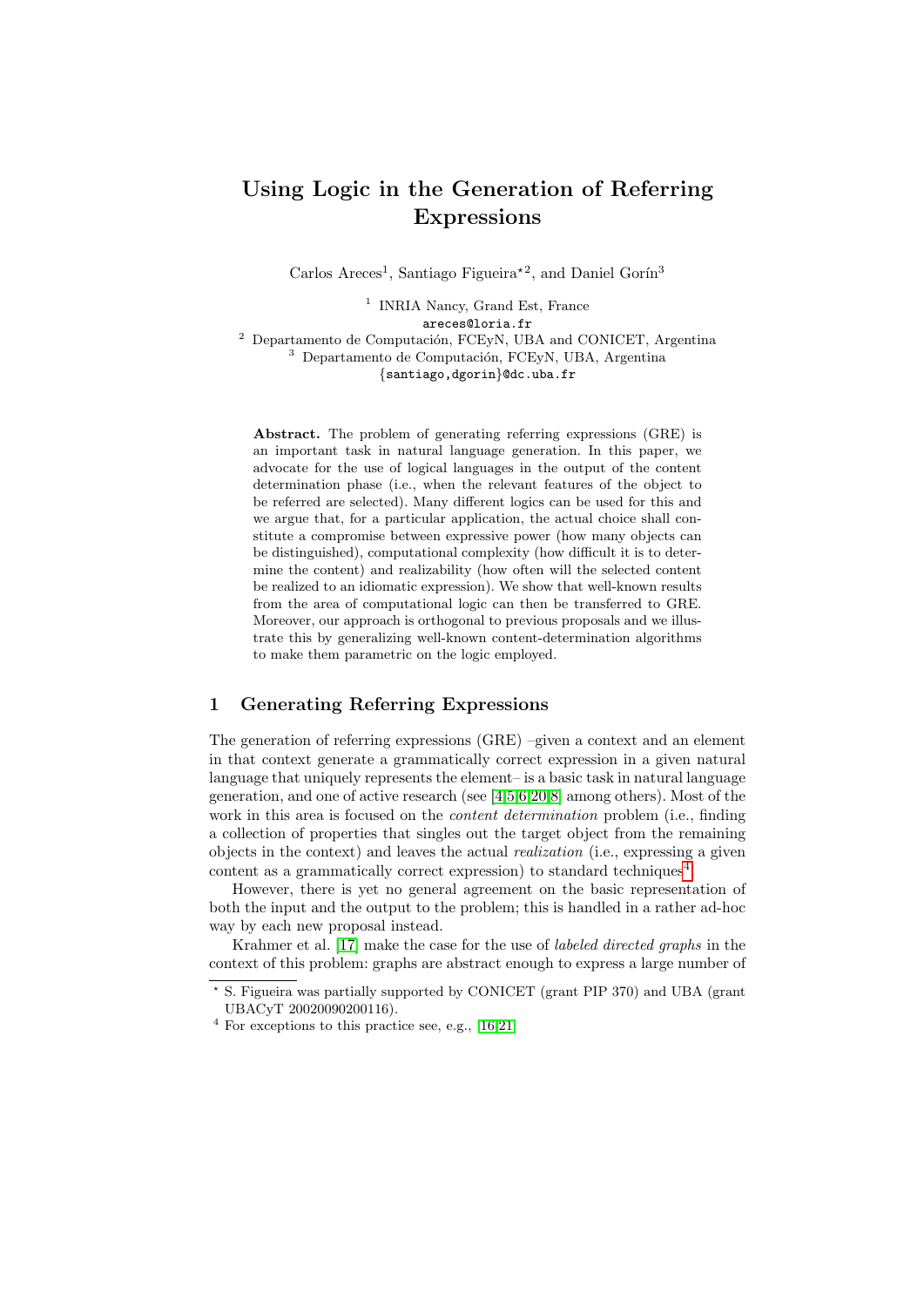# Using Logic in the Generation of Referring Expressions

Carlos Areces[1], Santiago Figueira[⋆2], and Daniel Gorín[3]

[1] INRIA Nancy, Grand Est, France
areces@loria.fr

[2] Departamento de Computación, FCEyN, UBA and CONICET, Argentina

[3] Departamento de Computación, FCEyN, UBA, Argentina
{santiago,dgorin}@dc.uba.fr

**Abstract.** The problem of generating referring expressions (GRE) is an important task in natural language generation. In this paper, we advocate for the use of logical languages in the output of the content determination phase (i.e., when the relevant features of the object to be referred are selected). Many different logics can be used for this and we argue that, for a particular application, the actual choice shall constitute a compromise between expressive power (how many objects can be distinguished), computational complexity (how difficult it is to determine the content) and realizability (how often will the selected content be realized to an idiomatic expression). We show that well-known results from the area of computational logic can then be transferred to GRE. Moreover, our approach is orthogonal to previous proposals and we illustrate this by generalizing well-known content-determination algorithms to make them parametric on the logic employed.

## 1 Generating Referring Expressions

The generation of referring expressions (GRE) –given a context and an element in that context generate a grammatically correct expression in a given natural language that uniquely represents the element– is a basic task in natural language generation, and one of active research (see [4,5,6,20,8] among others). Most of the work in this area is focused on the *content determination* problem (i.e., finding a collection of properties that singles out the target object from the remaining objects in the context) and leaves the actual *realization* (i.e., expressing a given content as a grammatically correct expression) to standard techniques[4].

However, there is yet no general agreement on the basic representation of both the input and the output to the problem; this is handled in a rather ad-hoc way by each new proposal instead.

Krahmer et al. [17] make the case for the use of *labeled directed graphs* in the context of this problem: graphs are abstract enough to express a large number of

---

⋆ S. Figueira was partially supported by CONICET (grant PIP 370) and UBA (grant UBACyT 20020090200116).

[4] For exceptions to this practice see, e.g., [16,21]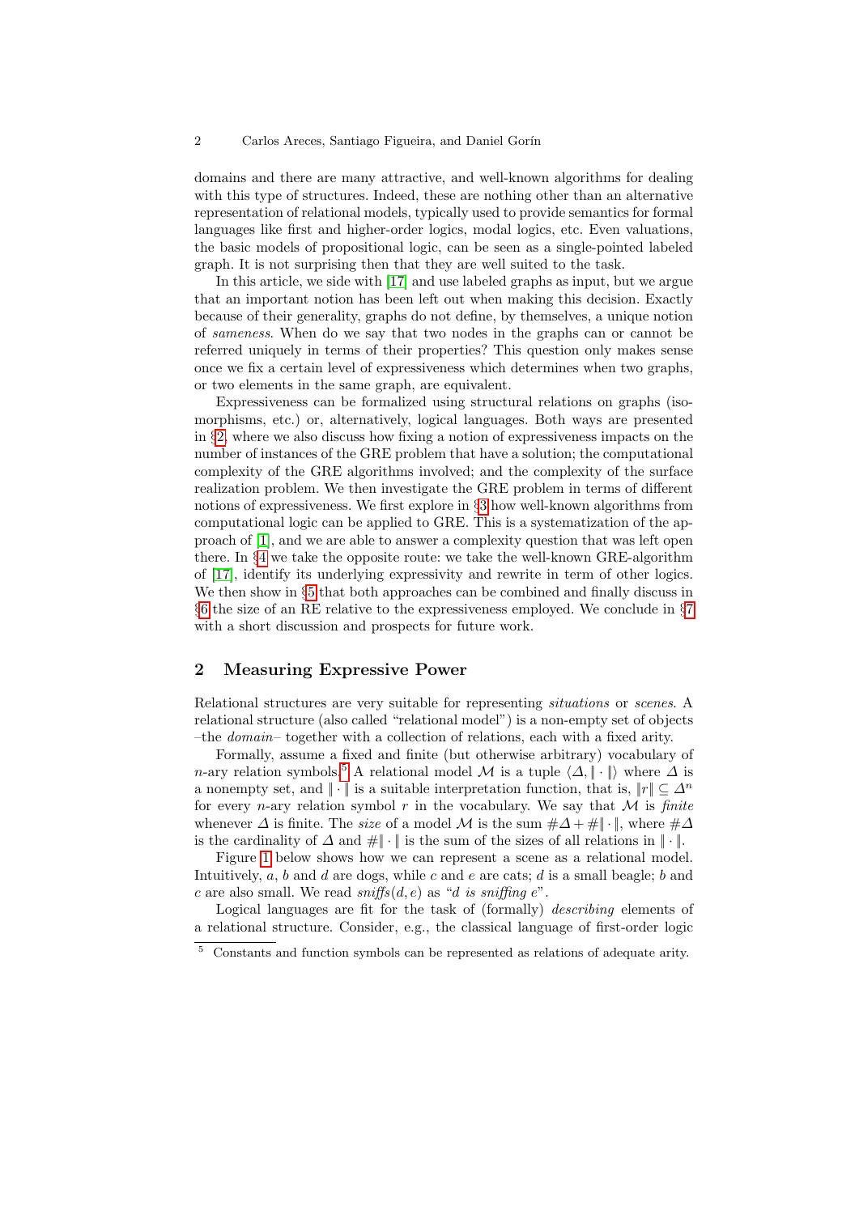domains and there are many attractive, and well-known algorithms for dealing with this type of structures. Indeed, these are nothing other than an alternative representation of relational models, typically used to provide semantics for formal languages like first and higher-order logics, modal logics, etc. Even valuations, the basic models of propositional logic, can be seen as a single-pointed labeled graph. It is not surprising then that they are well suited to the task.

In this article, we side with [17] and use labeled graphs as input, but we argue that an important notion has been left out when making this decision. Exactly because of their generality, graphs do not define, by themselves, a unique notion of *sameness*. When do we say that two nodes in the graphs can or cannot be referred uniquely in terms of their properties? This question only makes sense once we fix a certain level of expressiveness which determines when two graphs, or two elements in the same graph, are equivalent.

Expressiveness can be formalized using structural relations on graphs (isomorphisms, etc.) or, alternatively, logical languages. Both ways are presented in §2, where we also discuss how fixing a notion of expressiveness impacts on the number of instances of the GRE problem that have a solution; the computational complexity of the GRE algorithms involved; and the complexity of the surface realization problem. We then investigate the GRE problem in terms of different notions of expressiveness. We first explore in §3 how well-known algorithms from computational logic can be applied to GRE. This is a systematization of the approach of [1], and we are able to answer a complexity question that was left open there. In §4 we take the opposite route: we take the well-known GRE-algorithm of [17], identify its underlying expressivity and rewrite in term of other logics. We then show in §5 that both approaches can be combined and finally discuss in §6 the size of an RE relative to the expressiveness employed. We conclude in §7 with a short discussion and prospects for future work.

## 2 Measuring Expressive Power

Relational structures are very suitable for representing *situations* or *scenes*. A relational structure (also called "relational model") is a non-empty set of objects –the *domain*– together with a collection of relations, each with a fixed arity.

Formally, assume a fixed and finite (but otherwise arbitrary) vocabulary of $n$-ary relation symbols.[5] A relational model $\mathcal{M}$ is a tuple $\langle \Delta, \| \cdot \| \rangle$ where $\Delta$ is a nonempty set, and $\| \cdot \|$ is a suitable interpretation function, that is, $\|r\| \subseteq \Delta^n$ for every $n$-ary relation symbol $r$ in the vocabulary. We say that $\mathcal{M}$ is *finite* whenever $\Delta$ is finite. The *size* of a model $\mathcal{M}$ is the sum $\#\Delta + \#\| \cdot \|$, where $\#\Delta$ is the cardinality of $\Delta$ and $\#\| \cdot \|$ is the sum of the sizes of all relations in $\| \cdot \|$.

Figure 1 below shows how we can represent a scene as a relational model. Intuitively, $a$, $b$ and $d$ are dogs, while $c$ and $e$ are cats; $d$ is a small beagle; $b$ and $c$ are also small. We read *sniffs*$(d, e)$ as "*d is sniffing e*".

Logical languages are fit for the task of (formally) *describing* elements of a relational structure. Consider, e.g., the classical language of first-order logic

[5] Constants and function symbols can be represented as relations of adequate arity.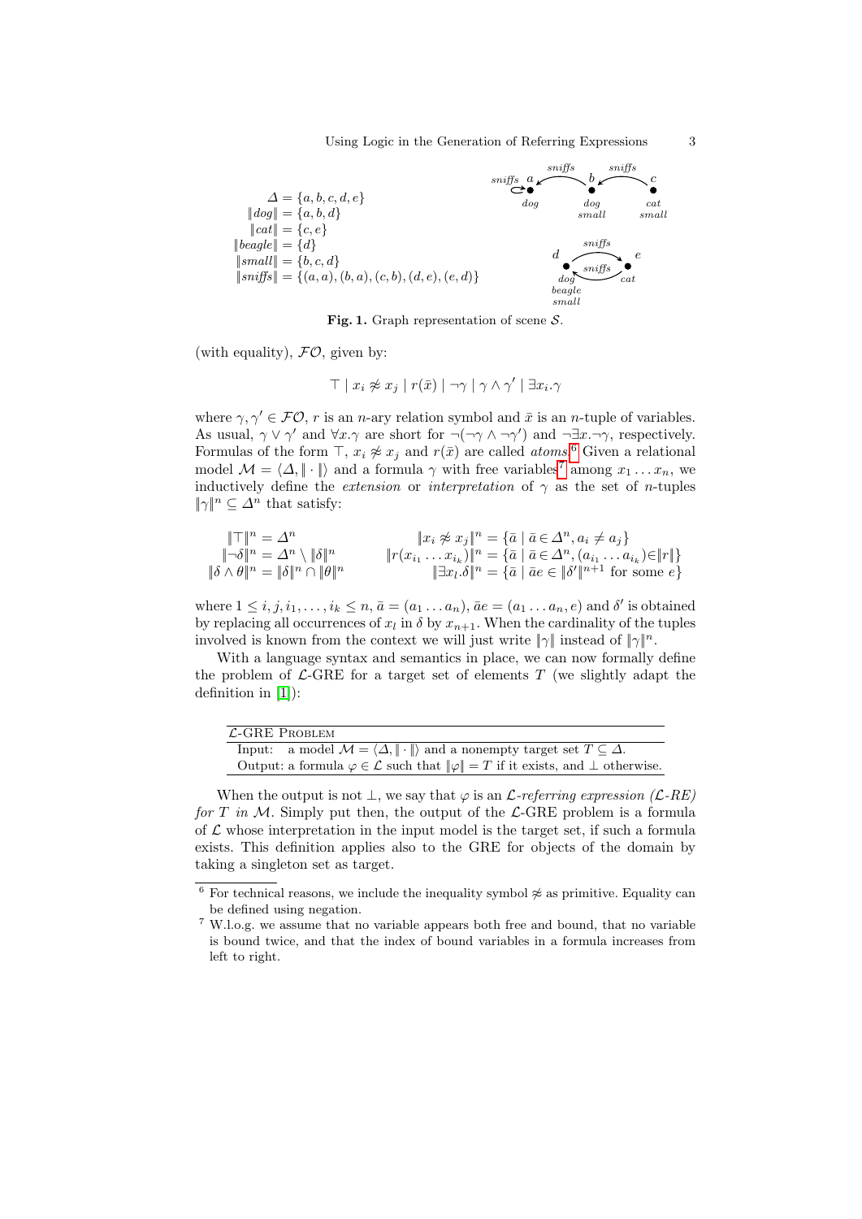$$\Delta = \{a, b, c, d, e\}$$
$$\|dog\| = \{a, b, d\}$$
$$\|cat\| = \{c, e\}$$
$$\|beagle\| = \{d\}$$
$$\|small\| = \{b, c, d\}$$
$$\|sniffs\| = \{(a, a), (b, a), (c, b), (d, e), (e, d)\}$$

**Fig. 1.** Graph representation of scene $\mathcal{S}$.

(with equality), $\mathcal{FO}$, given by:

$$\top \mid x_i \not\approx x_j \mid r(\bar{x}) \mid \neg\gamma \mid \gamma \wedge \gamma' \mid \exists x_i.\gamma$$

where $\gamma, \gamma' \in \mathcal{FO}$, $r$ is an $n$-ary relation symbol and $\bar{x}$ is an $n$-tuple of variables. As usual, $\gamma \vee \gamma'$ and $\forall x.\gamma$ are short for $\neg(\neg\gamma \wedge \neg\gamma')$ and $\neg\exists x.\neg\gamma$, respectively. Formulas of the form $\top$, $x_i \not\approx x_j$ and $r(\bar{x})$ are called *atoms*.[6] Given a relational model $\mathcal{M} = \langle \Delta, \|\cdot\| \rangle$ and a formula $\gamma$ with free variables[7] among $x_1 \ldots x_n$, we inductively define the *extension* or *interpretation* of $\gamma$ as the set of $n$-tuples $\|\gamma\|^n \subseteq \Delta^n$ that satisfy:

$$
\begin{aligned}
\|\top\|^n &= \Delta^n & \|x_i \not\approx x_j\|^n &= \{\bar{a} \mid \bar{a} \in \Delta^n, a_i \neq a_j\} \\
\|\neg\delta\|^n &= \Delta^n \setminus \|\delta\|^n & \|r(x_{i_1} \ldots x_{i_k})\|^n &= \{\bar{a} \mid \bar{a} \in \Delta^n, (a_{i_1} \ldots a_{i_k}) \in \|r\|\} \\
\|\delta \wedge \theta\|^n &= \|\delta\|^n \cap \|\theta\|^n & \|\exists x_l.\delta\|^n &= \{\bar{a} \mid \bar{a}e \in \|\delta'\|^{n+1} \text{ for some } e\}
\end{aligned}
$$

where $1 \leq i, j, i_1, \ldots, i_k \leq n$, $\bar{a} = (a_1 \ldots a_n)$, $\bar{a}e = (a_1 \ldots a_n, e)$ and $\delta'$ is obtained by replacing all occurrences of $x_l$ in $\delta$ by $x_{n+1}$. When the cardinality of the tuples involved is known from the context we will just write $\|\gamma\|$ instead of $\|\gamma\|^n$.

With a language syntax and semantics in place, we can now formally define the problem of $\mathcal{L}$-GRE for a target set of elements $T$ (we slightly adapt the definition in [1]):

| $\mathcal{L}$-GRE Problem |
|---|
| Input: a model $\mathcal{M} = \langle \Delta, \|\cdot\| \rangle$ and a nonempty target set $T \subseteq \Delta$. |
| Output: a formula $\varphi \in \mathcal{L}$ such that $\|\varphi\| = T$ if it exists, and $\bot$ otherwise. |

When the output is not $\bot$, we say that $\varphi$ is an *$\mathcal{L}$-referring expression ($\mathcal{L}$-RE) for $T$ in $\mathcal{M}$*. Simply put then, the output of the $\mathcal{L}$-GRE problem is a formula of $\mathcal{L}$ whose interpretation in the input model is the target set, if such a formula exists. This definition applies also to the GRE for objects of the domain by taking a singleton set as target.

[6] For technical reasons, we include the inequality symbol $\not\approx$ as primitive. Equality can be defined using negation.

[7] W.l.o.g. we assume that no variable appears both free and bound, that no variable is bound twice, and that the index of bound variables in a formula increases from left to right.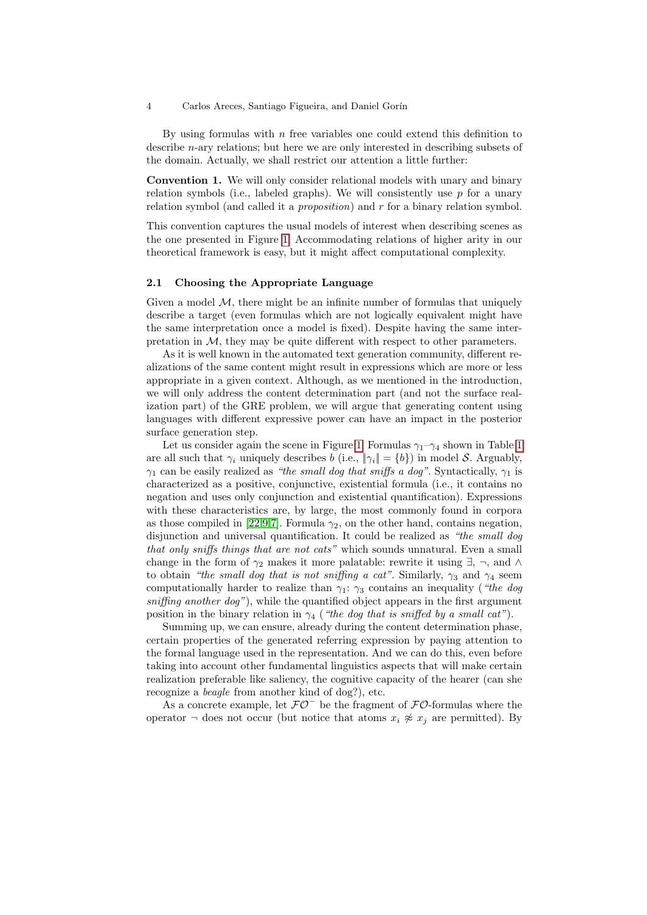By using formulas with $n$ free variables one could extend this definition to describe $n$-ary relations; but here we are only interested in describing subsets of the domain. Actually, we shall restrict our attention a little further:

**Convention 1.** We will only consider relational models with unary and binary relation symbols (i.e., labeled graphs). We will consistently use $p$ for a unary relation symbol (and called it a *proposition*) and $r$ for a binary relation symbol.

This convention captures the usual models of interest when describing scenes as the one presented in Figure 1. Accommodating relations of higher arity in our theoretical framework is easy, but it might affect computational complexity.

### 2.1 Choosing the Appropriate Language

Given a model $\mathcal{M}$, there might be an infinite number of formulas that uniquely describe a target (even formulas which are not logically equivalent might have the same interpretation once a model is fixed). Despite having the same interpretation in $\mathcal{M}$, they may be quite different with respect to other parameters.

As it is well known in the automated text generation community, different realizations of the same content might result in expressions which are more or less appropriate in a given context. Although, as we mentioned in the introduction, we will only address the content determination part (and not the surface realization part) of the GRE problem, we will argue that generating content using languages with different expressive power can have an impact in the posterior surface generation step.

Let us consider again the scene in Figure 1. Formulas $\gamma_1$–$\gamma_4$ shown in Table 1 are all such that $\gamma_i$ uniquely describes $b$ (i.e., $\|\gamma_i\| = \{b\}$) in model $\mathcal{S}$. Arguably, $\gamma_1$ can be easily realized as *"the small dog that sniffs a dog"*. Syntactically, $\gamma_1$ is characterized as a positive, conjunctive, existential formula (i.e., it contains no negation and uses only conjunction and existential quantification). Expressions with these characteristics are, by large, the most commonly found in corpora as those compiled in [22,9,7]. Formula $\gamma_2$, on the other hand, contains negation, disjunction and universal quantification. It could be realized as *"the small dog that only sniffs things that are not cats"* which sounds unnatural. Even a small change in the form of $\gamma_2$ makes it more palatable: rewrite it using $\exists$, $\neg$, and $\wedge$ to obtain *"the small dog that is not sniffing a cat"*. Similarly, $\gamma_3$ and $\gamma_4$ seem computationally harder to realize than $\gamma_1$: $\gamma_3$ contains an inequality (*"the dog sniffing another dog"*), while the quantified object appears in the first argument position in the binary relation in $\gamma_4$ (*"the dog that is sniffed by a small cat"*).

Summing up, we can ensure, already during the content determination phase, certain properties of the generated referring expression by paying attention to the formal language used in the representation. And we can do this, even before taking into account other fundamental linguistics aspects that will make certain realization preferable like saliency, the cognitive capacity of the hearer (can she recognize a *beagle* from another kind of dog?), etc.

As a concrete example, let $\mathcal{FO}^-$ be the fragment of $\mathcal{FO}$-formulas where the operator $\neg$ does not occur (but notice that atoms $x_i \not\approx x_j$ are permitted). By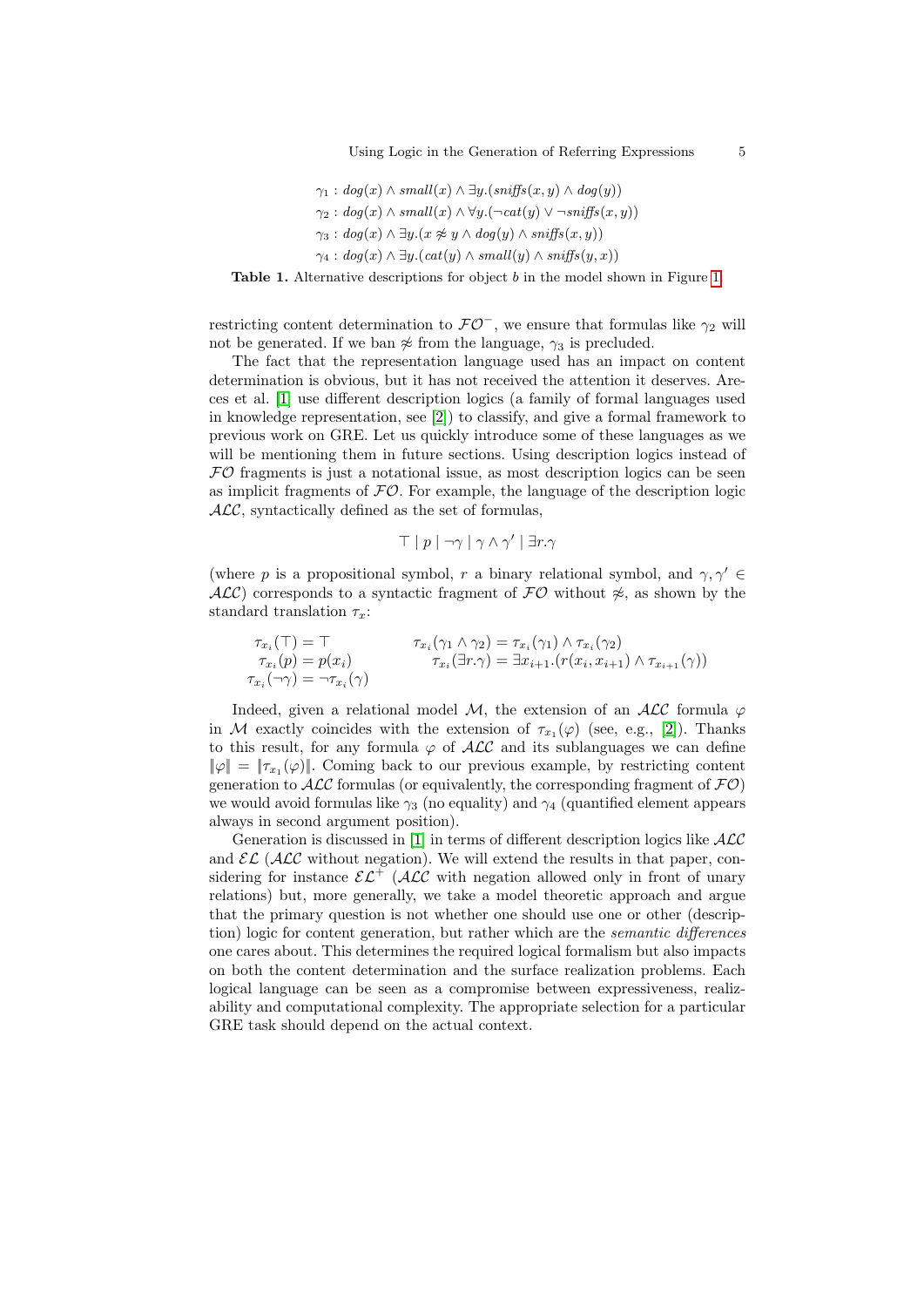$$\gamma_1 : \mathit{dog}(x) \wedge \mathit{small}(x) \wedge \exists y.(\mathit{sniffs}(x,y) \wedge \mathit{dog}(y))$$
$$\gamma_2 : \mathit{dog}(x) \wedge \mathit{small}(x) \wedge \forall y.(\neg \mathit{cat}(y) \vee \neg \mathit{sniffs}(x,y))$$
$$\gamma_3 : \mathit{dog}(x) \wedge \exists y.(x \not\approx y \wedge \mathit{dog}(y) \wedge \mathit{sniffs}(x,y))$$
$$\gamma_4 : \mathit{dog}(x) \wedge \exists y.(\mathit{cat}(y) \wedge \mathit{small}(y) \wedge \mathit{sniffs}(y,x))$$

**Table 1.** Alternative descriptions for object $b$ in the model shown in Figure 1

restricting content determination to $\mathcal{FO}^-$, we ensure that formulas like $\gamma_2$ will not be generated. If we ban $\not\approx$ from the language, $\gamma_3$ is precluded.

The fact that the representation language used has an impact on content determination is obvious, but it has not received the attention it deserves. Areces et al. [1] use different description logics (a family of formal languages used in knowledge representation, see [2]) to classify, and give a formal framework to previous work on GRE. Let us quickly introduce some of these languages as we will be mentioning them in future sections. Using description logics instead of $\mathcal{FO}$ fragments is just a notational issue, as most description logics can be seen as implicit fragments of $\mathcal{FO}$. For example, the language of the description logic $\mathcal{ALC}$, syntactically defined as the set of formulas,

$$\top \mid p \mid \neg\gamma \mid \gamma \wedge \gamma' \mid \exists r.\gamma$$

(where $p$ is a propositional symbol, $r$ a binary relational symbol, and $\gamma, \gamma' \in \mathcal{ALC}$) corresponds to a syntactic fragment of $\mathcal{FO}$ without $\not\approx$, as shown by the standard translation $\tau_x$:

$$\tau_{x_i}(\top) = \top \qquad \tau_{x_i}(\gamma_1 \wedge \gamma_2) = \tau_{x_i}(\gamma_1) \wedge \tau_{x_i}(\gamma_2)$$
$$\tau_{x_i}(p) = p(x_i) \qquad \tau_{x_i}(\exists r.\gamma) = \exists x_{i+1}.(r(x_i, x_{i+1}) \wedge \tau_{x_{i+1}}(\gamma))$$
$$\tau_{x_i}(\neg\gamma) = \neg\tau_{x_i}(\gamma)$$

Indeed, given a relational model $\mathcal{M}$, the extension of an $\mathcal{ALC}$ formula $\varphi$ in $\mathcal{M}$ exactly coincides with the extension of $\tau_{x_1}(\varphi)$ (see, e.g., [2]). Thanks to this result, for any formula $\varphi$ of $\mathcal{ALC}$ and its sublanguages we can define $\|\varphi\| = \|\tau_{x_1}(\varphi)\|$. Coming back to our previous example, by restricting content generation to $\mathcal{ALC}$ formulas (or equivalently, the corresponding fragment of $\mathcal{FO}$) we would avoid formulas like $\gamma_3$ (no equality) and $\gamma_4$ (quantified element appears always in second argument position).

Generation is discussed in [1] in terms of different description logics like $\mathcal{ALC}$ and $\mathcal{EL}$ ($\mathcal{ALC}$ without negation). We will extend the results in that paper, considering for instance $\mathcal{EL}^+$ ($\mathcal{ALC}$ with negation allowed only in front of unary relations) but, more generally, we take a model theoretic approach and argue that the primary question is not whether one should use one or other (description) logic for content generation, but rather which are the *semantic differences* one cares about. This determines the required logical formalism but also impacts on both the content determination and the surface realization problems. Each logical language can be seen as a compromise between expressiveness, realizability and computational complexity. The appropriate selection for a particular GRE task should depend on the actual context.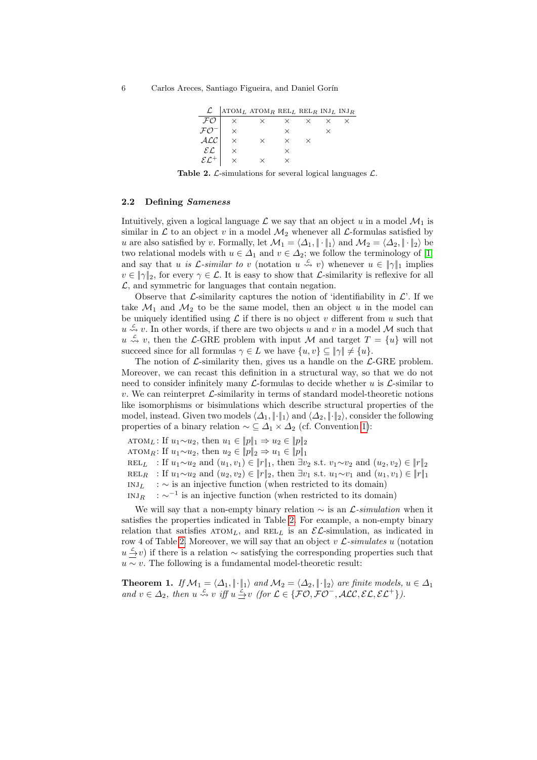| $\mathcal{L}$ | ATOM$_L$ | ATOM$_R$ | REL$_L$ | REL$_R$ | INJ$_L$ | INJ$_R$ |
|---|---|---|---|---|---|---|
| $\mathcal{FO}$ | × | × | × | × | × | × |
| $\mathcal{FO}^-$ | × | | × | | × | |
| $\mathcal{ALC}$ | × | × | × | × | | |
| $\mathcal{EL}$ | × | | × | | | |
| $\mathcal{EL}^+$ | × | × | × | | | |

**Table 2.** $\mathcal{L}$-simulations for several logical languages $\mathcal{L}$.

### 2.2 Defining *Sameness*

Intuitively, given a logical language $\mathcal{L}$ we say that an object $u$ in a model $\mathcal{M}_1$ is similar in $\mathcal{L}$ to an object $v$ in a model $\mathcal{M}_2$ whenever all $\mathcal{L}$-formulas satisfied by $u$ are also satisfied by $v$. Formally, let $\mathcal{M}_1 = \langle \Delta_1, \|\cdot\|_1 \rangle$ and $\mathcal{M}_2 = \langle \Delta_2, \|\cdot\|_2 \rangle$ be two relational models with $u \in \Delta_1$ and $v \in \Delta_2$; we follow the terminology of [1] and say that $u$ *is $\mathcal{L}$-similar to* $v$ (notation $u \overset{\mathcal{L}}{\rightsquigarrow} v$) whenever $u \in \|\gamma\|_1$ implies $v \in \|\gamma\|_2$, for every $\gamma \in \mathcal{L}$. It is easy to show that $\mathcal{L}$-similarity is reflexive for all $\mathcal{L}$, and symmetric for languages that contain negation.

Observe that $\mathcal{L}$-similarity captures the notion of 'identifiability in $\mathcal{L}$'. If we take $\mathcal{M}_1$ and $\mathcal{M}_2$ to be the same model, then an object $u$ in the model can be uniquely identified using $\mathcal{L}$ if there is no object $v$ different from $u$ such that $u \overset{\mathcal{L}}{\rightsquigarrow} v$. In other words, if there are two objects $u$ and $v$ in a model $\mathcal{M}$ such that $u \overset{\mathcal{L}}{\rightsquigarrow} v$, then the $\mathcal{L}$-GRE problem with input $\mathcal{M}$ and target $T = \{u\}$ will not succeed since for all formulas $\gamma \in L$ we have $\{u, v\} \subseteq \|\gamma\| \neq \{u\}$.

The notion of $\mathcal{L}$-similarity then, gives us a handle on the $\mathcal{L}$-GRE problem. Moreover, we can recast this definition in a structural way, so that we do not need to consider infinitely many $\mathcal{L}$-formulas to decide whether $u$ is $\mathcal{L}$-similar to $v$. We can reinterpret $\mathcal{L}$-similarity in terms of standard model-theoretic notions like isomorphisms or bisimulations which describe structural properties of the model, instead. Given two models $\langle \Delta_1, \|\cdot\|_1 \rangle$ and $\langle \Delta_2, \|\cdot\|_2 \rangle$, consider the following properties of a binary relation $\sim \subseteq \Delta_1 \times \Delta_2$ (cf. Convention 1):

- ATOM$_L$: If $u_1 {\sim} u_2$, then $u_1 \in \|p\|_1 \Rightarrow u_2 \in \|p\|_2$
- ATOM$_R$: If $u_1 {\sim} u_2$, then $u_2 \in \|p\|_2 \Rightarrow u_1 \in \|p\|_1$
- REL$_L$ : If $u_1 {\sim} u_2$ and $(u_1, v_1) \in \|r\|_1$, then $\exists v_2$ s.t. $v_1 {\sim} v_2$ and $(u_2, v_2) \in \|r\|_2$
- REL$_R$ : If $u_1 {\sim} u_2$ and $(u_2, v_2) \in \|r\|_2$, then $\exists v_1$ s.t. $u_1 {\sim} v_1$ and $(u_1, v_1) \in \|r\|_1$
- INJ$_L$ : $\sim$ is an injective function (when restricted to its domain)
- INJ$_R$ : $\sim^{-1}$ is an injective function (when restricted to its domain)

We will say that a non-empty binary relation $\sim$ is an $\mathcal{L}$*-simulation* when it satisfies the properties indicated in Table 2. For example, a non-empty binary relation that satisfies ATOM$_L$, and REL$_L$ is an $\mathcal{EL}$-simulation, as indicated in row 4 of Table 2. Moreover, we will say that an object $v$ $\mathcal{L}$*-simulates* $u$ (notation $u \overset{\mathcal{L}}{\underline{\rightarrow}} v$) if there is a relation $\sim$ satisfying the corresponding properties such that $u \sim v$. The following is a fundamental model-theoretic result:

**Theorem 1.** *If $\mathcal{M}_1 = \langle \Delta_1, \|\cdot\|_1 \rangle$ and $\mathcal{M}_2 = \langle \Delta_2, \|\cdot\|_2 \rangle$ are finite models, $u \in \Delta_1$ and $v \in \Delta_2$, then $u \overset{\mathcal{L}}{\rightsquigarrow} v$ iff $u \overset{\mathcal{L}}{\underline{\rightarrow}} v$ (for $\mathcal{L} \in \{\mathcal{FO}, \mathcal{FO}^-, \mathcal{ALC}, \mathcal{EL}, \mathcal{EL}^+\}$).*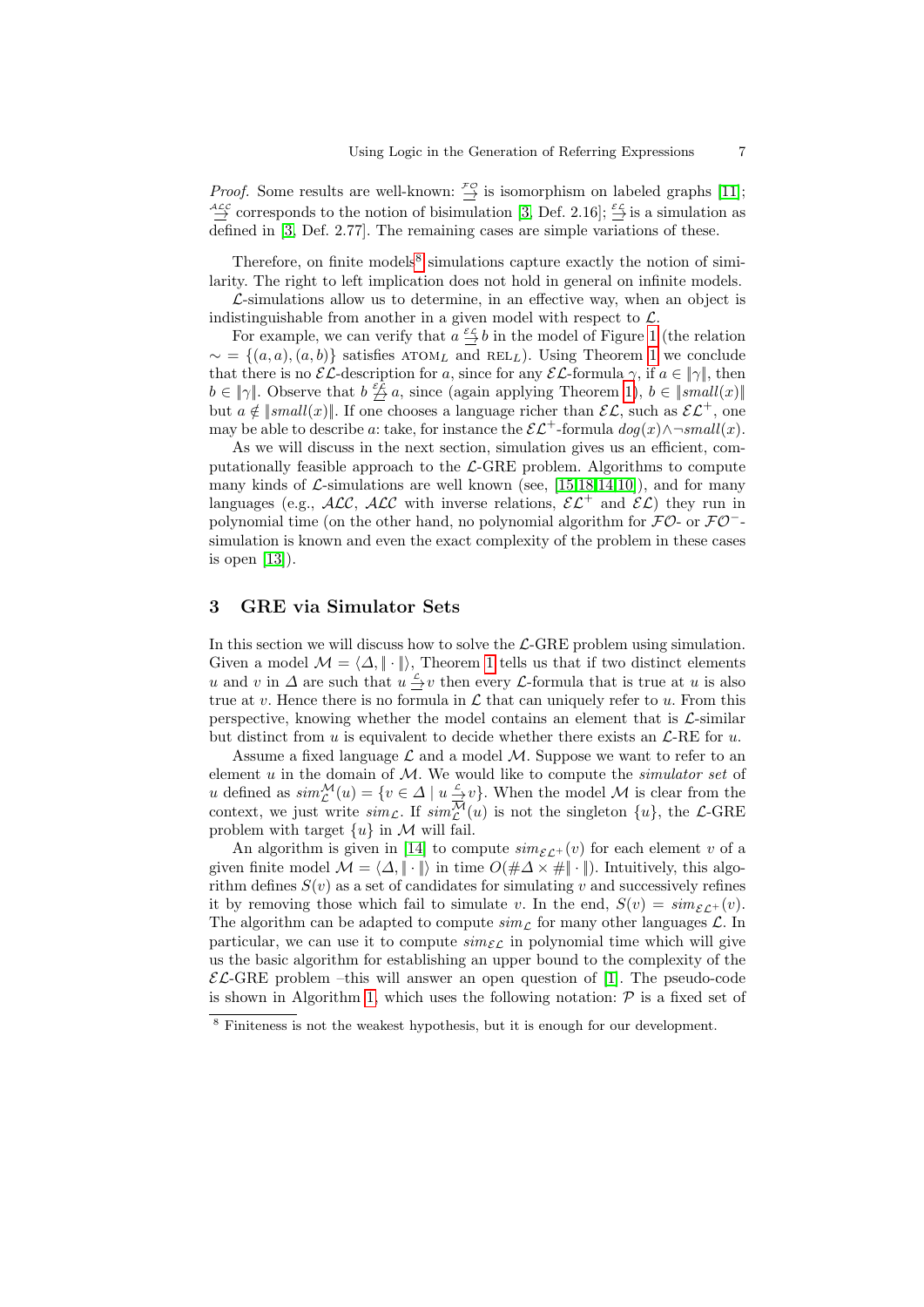*Proof.* Some results are well-known: $\overset{\mathcal{FO}}{\rightarrow}$ is isomorphism on labeled graphs [11]; $\overset{\mathcal{ALC}}{\rightarrow}$ corresponds to the notion of bisimulation [3, Def. 2.16]; $\overset{\mathcal{EL}}{\rightarrow}$ is a simulation as defined in [3, Def. 2.77]. The remaining cases are simple variations of these.

Therefore, on finite models[8] simulations capture exactly the notion of similarity. The right to left implication does not hold in general on infinite models.

$\mathcal{L}$-simulations allow us to determine, in an effective way, when an object is indistinguishable from another in a given model with respect to $\mathcal{L}$.

For example, we can verify that $a \overset{\mathcal{EL}}{\rightarrow} b$ in the model of Figure 1 (the relation $\sim = \{(a,a),(a,b)\}$ satisfies $\text{ATOM}_L$ and $\text{REL}_L$). Using Theorem 1 we conclude that there is no $\mathcal{EL}$-description for $a$, since for any $\mathcal{EL}$-formula $\gamma$, if $a \in \|\gamma\|$, then $b \in \|\gamma\|$. Observe that $b \overset{\mathcal{EL}}{\not\rightarrow} a$, since (again applying Theorem 1), $b \in \|small(x)\|$ but $a \notin \|small(x)\|$. If one chooses a language richer than $\mathcal{EL}$, such as $\mathcal{EL}^+$, one may be able to describe $a$: take, for instance the $\mathcal{EL}^+$-formula $dog(x) \wedge \neg small(x)$.

As we will discuss in the next section, simulation gives us an efficient, computationally feasible approach to the $\mathcal{L}$-GRE problem. Algorithms to compute many kinds of $\mathcal{L}$-simulations are well known (see, [15,18,14,10]), and for many languages (e.g., $\mathcal{ALC}$, $\mathcal{ALC}$ with inverse relations, $\mathcal{EL}^+$ and $\mathcal{EL}$) they run in polynomial time (on the other hand, no polynomial algorithm for $\mathcal{FO}$- or $\mathcal{FO}^-$-simulation is known and even the exact complexity of the problem in these cases is open [13]).

## 3 GRE via Simulator Sets

In this section we will discuss how to solve the $\mathcal{L}$-GRE problem using simulation. Given a model $\mathcal{M} = \langle \Delta, \|\cdot\| \rangle$, Theorem 1 tells us that if two distinct elements $u$ and $v$ in $\Delta$ are such that $u \overset{\mathcal{L}}{\rightarrow} v$ then every $\mathcal{L}$-formula that is true at $u$ is also true at $v$. Hence there is no formula in $\mathcal{L}$ that can uniquely refer to $u$. From this perspective, knowing whether the model contains an element that is $\mathcal{L}$-similar but distinct from $u$ is equivalent to decide whether there exists an $\mathcal{L}$-RE for $u$.

Assume a fixed language $\mathcal{L}$ and a model $\mathcal{M}$. Suppose we want to refer to an element $u$ in the domain of $\mathcal{M}$. We would like to compute the *simulator set* of $u$ defined as $sim^{\mathcal{M}}_{\mathcal{L}}(u) = \{v \in \Delta \mid u \overset{\mathcal{L}}{\rightarrow} v\}$. When the model $\mathcal{M}$ is clear from the context, we just write $sim_{\mathcal{L}}$. If $sim^{\mathcal{M}}_{\mathcal{L}}(u)$ is not the singleton $\{u\}$, the $\mathcal{L}$-GRE problem with target $\{u\}$ in $\mathcal{M}$ will fail.

An algorithm is given in [14] to compute $sim_{\mathcal{EL}^+}(v)$ for each element $v$ of a given finite model $\mathcal{M} = \langle \Delta, \|\cdot\| \rangle$ in time $O(\#\Delta \times \#\|\cdot\|)$. Intuitively, this algorithm defines $S(v)$ as a set of candidates for simulating $v$ and successively refines it by removing those which fail to simulate $v$. In the end, $S(v) = sim_{\mathcal{EL}^+}(v)$. The algorithm can be adapted to compute $sim_{\mathcal{L}}$ for many other languages $\mathcal{L}$. In particular, we can use it to compute $sim_{\mathcal{EL}}$ in polynomial time which will give us the basic algorithm for establishing an upper bound to the complexity of the $\mathcal{EL}$-GRE problem –this will answer an open question of [1]. The pseudo-code is shown in Algorithm 1, which uses the following notation: $\mathcal{P}$ is a fixed set of

[8] Finiteness is not the weakest hypothesis, but it is enough for our development.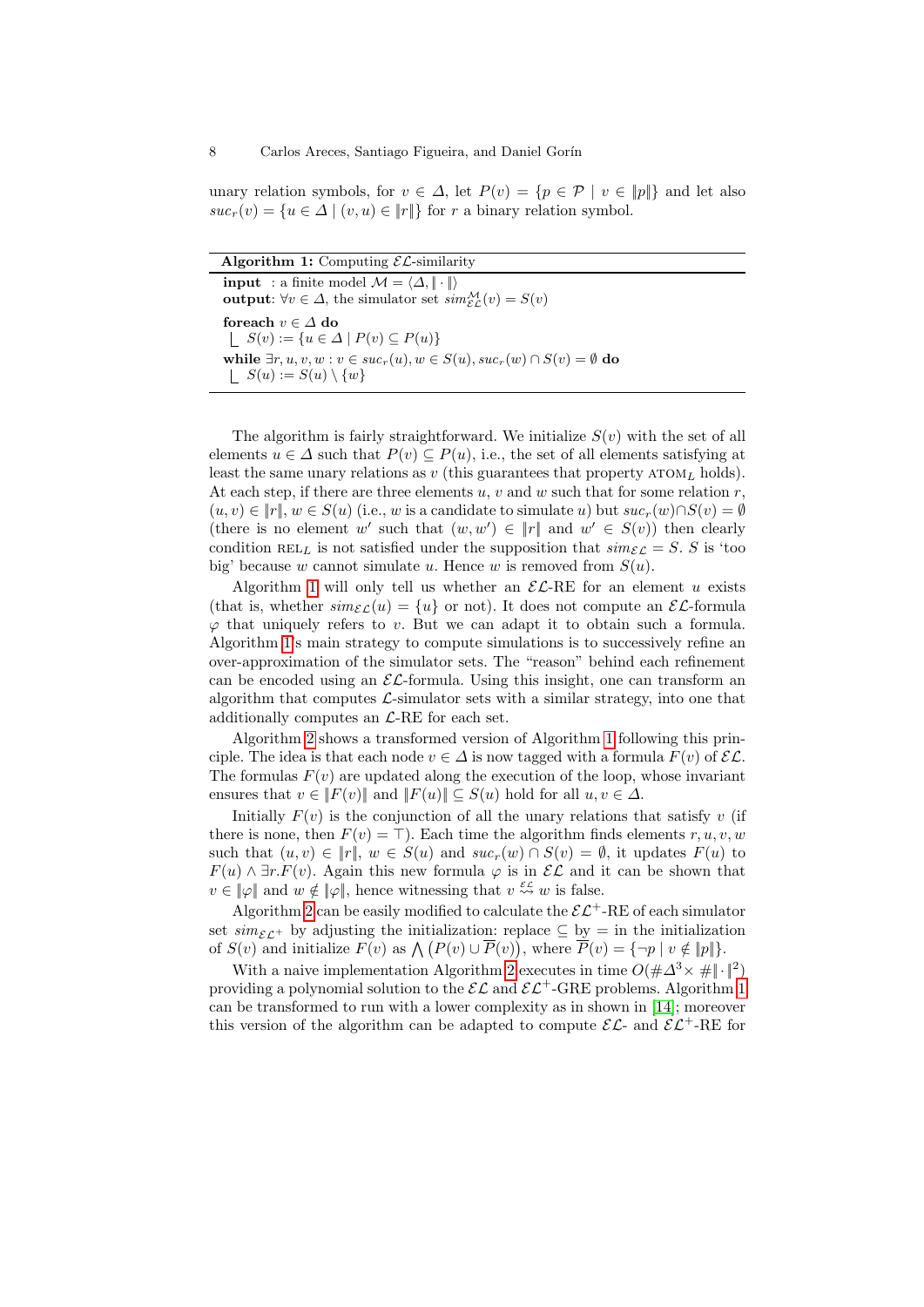unary relation symbols, for $v \in \Delta$, let $P(v) = \{p \in \mathcal{P} \mid v \in \|p\|\}$ and let also $suc_r(v) = \{u \in \Delta \mid (v, u) \in \|r\|\}$ for $r$ a binary relation symbol.

```
Algorithm 1: Computing EL-similarity
input  : a finite model M = ⟨Δ, ‖·‖⟩
output: ∀v ∈ Δ, the simulator set sim^M_EL(v) = S(v)

foreach v ∈ Δ do
  S(v) := {u ∈ Δ | P(v) ⊆ P(u)}
while ∃r, u, v, w : v ∈ suc_r(u), w ∈ S(u), suc_r(w) ∩ S(v) = ∅ do
  S(u) := S(u) \ {w}
```

The algorithm is fairly straightforward. We initialize $S(v)$ with the set of all elements $u \in \Delta$ such that $P(v) \subseteq P(u)$, i.e., the set of all elements satisfying at least the same unary relations as $v$ (this guarantees that property $\text{ATOM}_L$ holds). At each step, if there are three elements $u$, $v$ and $w$ such that for some relation $r$, $(u, v) \in \|r\|$, $w \in S(u)$ (i.e., $w$ is a candidate to simulate $u$) but $suc_r(w) \cap S(v) = \emptyset$ (there is no element $w'$ such that $(w, w') \in \|r\|$ and $w' \in S(v)$) then clearly condition $\text{REL}_L$ is not satisfied under the supposition that $sim_{\mathcal{EL}} = S$. $S$ is 'too big' because $w$ cannot simulate $u$. Hence $w$ is removed from $S(u)$.

Algorithm 1 will only tell us whether an $\mathcal{EL}$-RE for an element $u$ exists (that is, whether $sim_{\mathcal{EL}}(u) = \{u\}$ or not). It does not compute an $\mathcal{EL}$-formula $\varphi$ that uniquely refers to $v$. But we can adapt it to obtain such a formula. Algorithm 1's main strategy to compute simulations is to successively refine an over-approximation of the simulator sets. The "reason" behind each refinement can be encoded using an $\mathcal{EL}$-formula. Using this insight, one can transform an algorithm that computes $\mathcal{L}$-simulator sets with a similar strategy, into one that additionally computes an $\mathcal{L}$-RE for each set.

Algorithm 2 shows a transformed version of Algorithm 1 following this principle. The idea is that each node $v \in \Delta$ is now tagged with a formula $F(v)$ of $\mathcal{EL}$. The formulas $F(v)$ are updated along the execution of the loop, whose invariant ensures that $v \in \|F(v)\|$ and $\|F(u)\| \subseteq S(u)$ hold for all $u, v \in \Delta$.

Initially $F(v)$ is the conjunction of all the unary relations that satisfy $v$ (if there is none, then $F(v) = \top$). Each time the algorithm finds elements $r, u, v, w$ such that $(u, v) \in \|r\|$, $w \in S(u)$ and $suc_r(w) \cap S(v) = \emptyset$, it updates $F(u)$ to $F(u) \wedge \exists r.F(v)$. Again this new formula $\varphi$ is in $\mathcal{EL}$ and it can be shown that $v \in \|\varphi\|$ and $w \notin \|\varphi\|$, hence witnessing that $v \overset{\mathcal{EL}}{\rightsquigarrow} w$ is false.

Algorithm 2 can be easily modified to calculate the $\mathcal{EL}^+$-RE of each simulator set $sim_{\mathcal{EL}^+}$ by adjusting the initialization: replace $\subseteq$ by $=$ in the initialization of $S(v)$ and initialize $F(v)$ as $\bigwedge \big(P(v) \cup \overline{P}(v)\big)$, where $\overline{P}(v) = \{\neg p \mid v \notin \|p\|\}$.

With a naive implementation Algorithm 2 executes in time $O(\#\Delta^3 \times \#\|\cdot\|^2)$ providing a polynomial solution to the $\mathcal{EL}$ and $\mathcal{EL}^+$-GRE problems. Algorithm 1 can be transformed to run with a lower complexity as in shown in [14]; moreover this version of the algorithm can be adapted to compute $\mathcal{EL}$- and $\mathcal{EL}^+$-RE for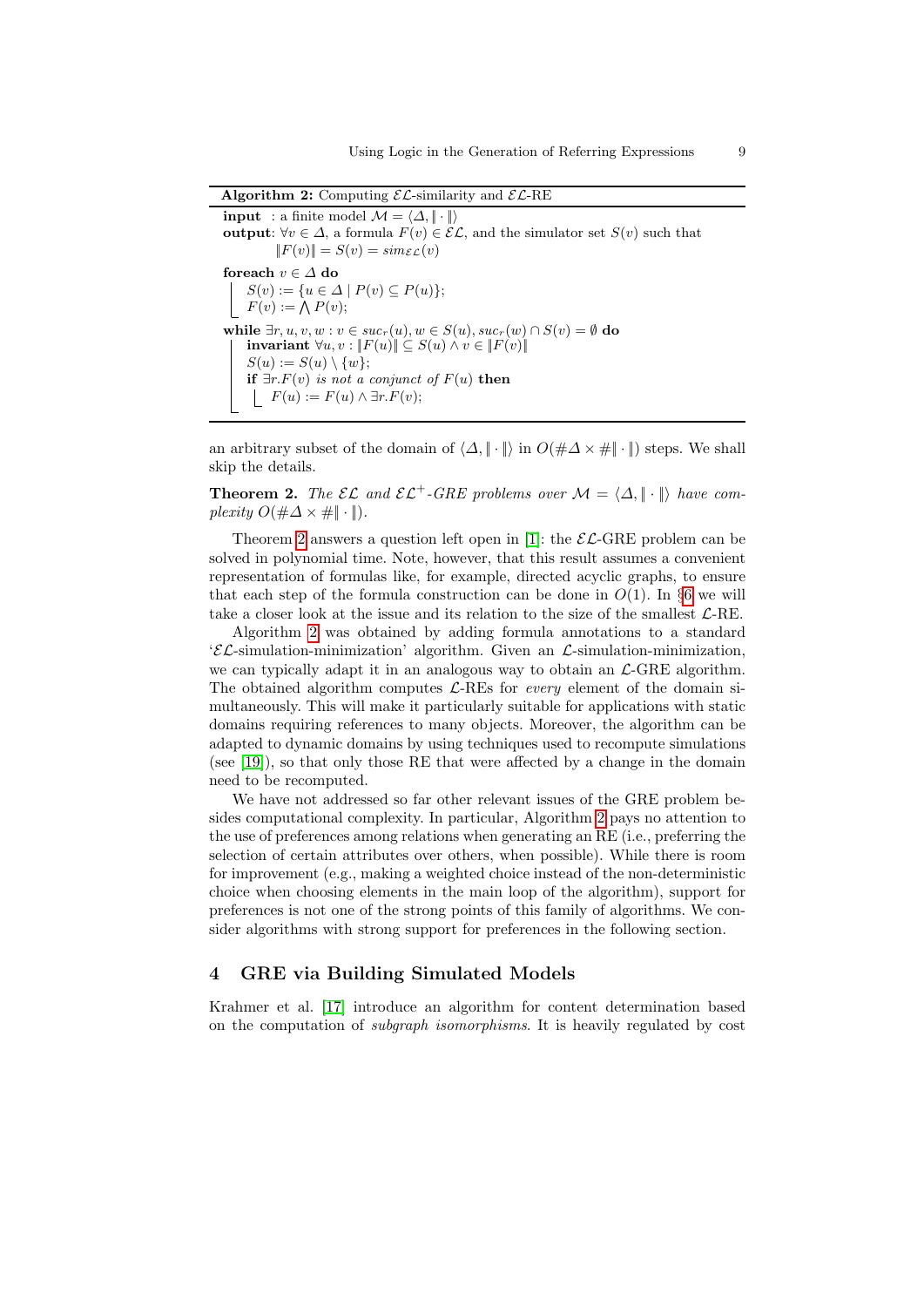**Algorithm 2:** Computing $\mathcal{EL}$-similarity and $\mathcal{EL}$-RE

```
input  : a finite model M = ⟨Δ, ‖·‖⟩
output: ∀v ∈ Δ, a formula F(v) ∈ EL, and the simulator set S(v) such that
        ‖F(v)‖ = S(v) = sim_EL(v)

foreach v ∈ Δ do
    S(v) := {u ∈ Δ | P(v) ⊆ P(u)};
    F(v) := ⋀ P(v);

while ∃r, u, v, w : v ∈ suc_r(u), w ∈ S(u), suc_r(w) ∩ S(v) = ∅ do
    invariant ∀u, v : ‖F(u)‖ ⊆ S(u) ∧ v ∈ ‖F(v)‖
    S(u) := S(u) \ {w};
    if ∃r.F(v) is not a conjunct of F(u) then
        F(u) := F(u) ∧ ∃r.F(v);
```

an arbitrary subset of the domain of $\langle \Delta, \|\cdot\| \rangle$ in $O(\#\Delta \times \#\|\cdot\|)$ steps. We shall skip the details.

**Theorem 2.** *The $\mathcal{EL}$ and $\mathcal{EL}^+$-GRE problems over $\mathcal{M} = \langle \Delta, \|\cdot\| \rangle$ have complexity $O(\#\Delta \times \#\|\cdot\|)$.*

Theorem 2 answers a question left open in [1]: the $\mathcal{EL}$-GRE problem can be solved in polynomial time. Note, however, that this result assumes a convenient representation of formulas like, for example, directed acyclic graphs, to ensure that each step of the formula construction can be done in $O(1)$. In §6 we will take a closer look at the issue and its relation to the size of the smallest $\mathcal{L}$-RE.

Algorithm 2 was obtained by adding formula annotations to a standard '$\mathcal{EL}$-simulation-minimization' algorithm. Given an $\mathcal{L}$-simulation-minimization, we can typically adapt it in an analogous way to obtain an $\mathcal{L}$-GRE algorithm. The obtained algorithm computes $\mathcal{L}$-REs for *every* element of the domain simultaneously. This will make it particularly suitable for applications with static domains requiring references to many objects. Moreover, the algorithm can be adapted to dynamic domains by using techniques used to recompute simulations (see [19]), so that only those RE that were affected by a change in the domain need to be recomputed.

We have not addressed so far other relevant issues of the GRE problem besides computational complexity. In particular, Algorithm 2 pays no attention to the use of preferences among relations when generating an RE (i.e., preferring the selection of certain attributes over others, when possible). While there is room for improvement (e.g., making a weighted choice instead of the non-deterministic choice when choosing elements in the main loop of the algorithm), support for preferences is not one of the strong points of this family of algorithms. We consider algorithms with strong support for preferences in the following section.

## 4 GRE via Building Simulated Models

Krahmer et al. [17] introduce an algorithm for content determination based on the computation of *subgraph isomorphisms*. It is heavily regulated by cost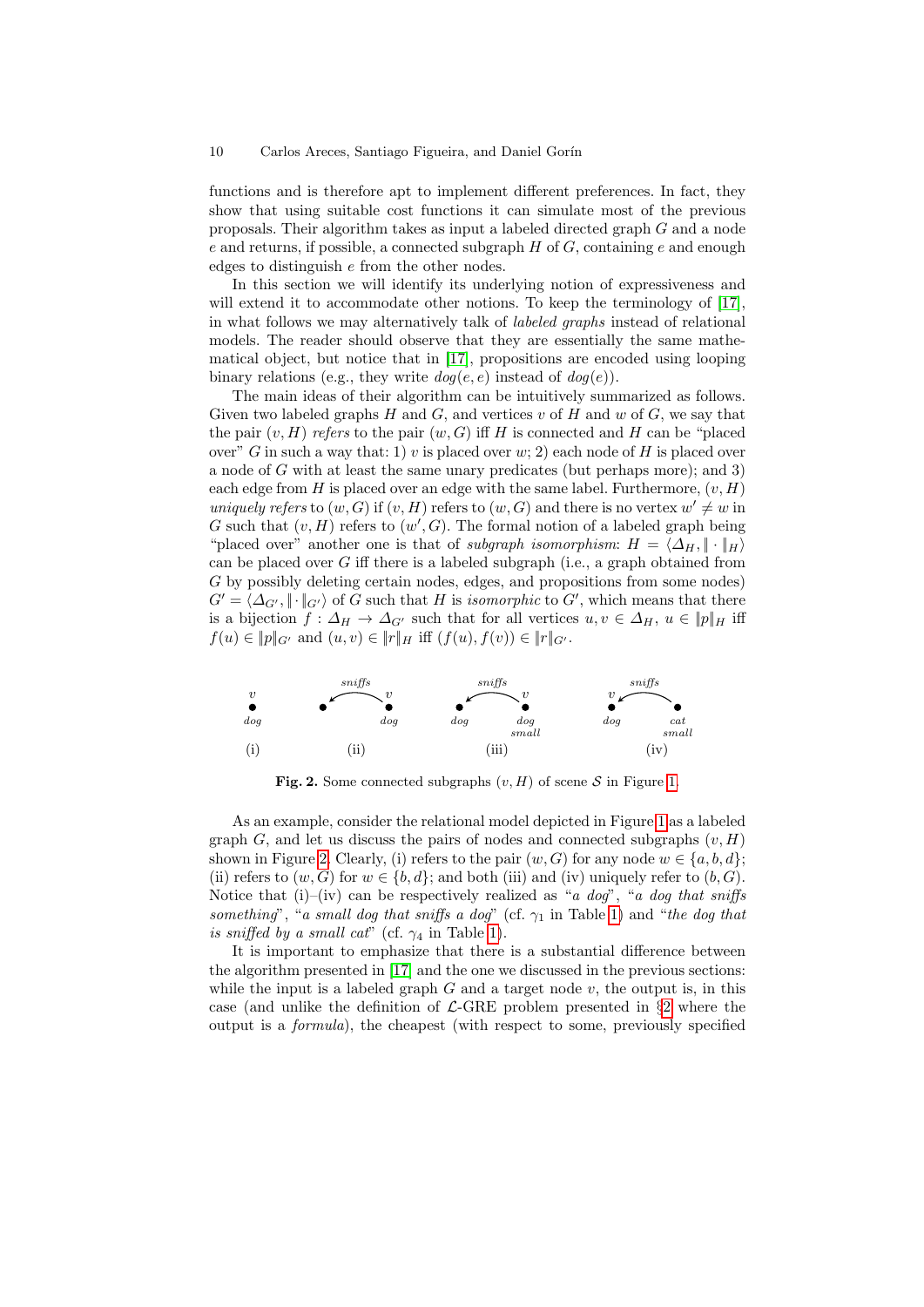functions and is therefore apt to implement different preferences. In fact, they show that using suitable cost functions it can simulate most of the previous proposals. Their algorithm takes as input a labeled directed graph $G$ and a node $e$ and returns, if possible, a connected subgraph $H$ of $G$, containing $e$ and enough edges to distinguish $e$ from the other nodes.

In this section we will identify its underlying notion of expressiveness and will extend it to accommodate other notions. To keep the terminology of [17], in what follows we may alternatively talk of *labeled graphs* instead of relational models. The reader should observe that they are essentially the same mathematical object, but notice that in [17], propositions are encoded using looping binary relations (e.g., they write $dog(e, e)$ instead of $dog(e)$).

The main ideas of their algorithm can be intuitively summarized as follows. Given two labeled graphs $H$ and $G$, and vertices $v$ of $H$ and $w$ of $G$, we say that the pair $(v, H)$ *refers* to the pair $(w, G)$ iff $H$ is connected and $H$ can be "placed over" $G$ in such a way that: 1) $v$ is placed over $w$; 2) each node of $H$ is placed over a node of $G$ with at least the same unary predicates (but perhaps more); and 3) each edge from $H$ is placed over an edge with the same label. Furthermore, $(v, H)$ *uniquely refers* to $(w, G)$ if $(v, H)$ refers to $(w, G)$ and there is no vertex $w' \neq w$ in $G$ such that $(v, H)$ refers to $(w', G)$. The formal notion of a labeled graph being "placed over" another one is that of *subgraph isomorphism*: $H = \langle \Delta_H, \| \cdot \|_H \rangle$ can be placed over $G$ iff there is a labeled subgraph (i.e., a graph obtained from $G$ by possibly deleting certain nodes, edges, and propositions from some nodes) $G' = \langle \Delta_{G'}, \| \cdot \|_{G'} \rangle$ of $G$ such that $H$ is *isomorphic* to $G'$, which means that there is a bijection $f : \Delta_H \to \Delta_{G'}$ such that for all vertices $u, v \in \Delta_H$, $u \in \|p\|_H$ iff $f(u) \in \|p\|_{G'}$ and $(u, v) \in \|r\|_H$ iff $(f(u), f(v)) \in \|r\|_{G'}$.

**Fig. 2.** Some connected subgraphs $(v, H)$ of scene $\mathcal{S}$ in Figure 1.

As an example, consider the relational model depicted in Figure 1 as a labeled graph $G$, and let us discuss the pairs of nodes and connected subgraphs $(v, H)$ shown in Figure 2. Clearly, (i) refers to the pair $(w, G)$ for any node $w \in \{a, b, d\}$; (ii) refers to $(w, G)$ for $w \in \{b, d\}$; and both (iii) and (iv) uniquely refer to $(b, G)$. Notice that (i)–(iv) can be respectively realized as "*a dog*", "*a dog that sniffs something*", "*a small dog that sniffs a dog*" (cf. $\gamma_1$ in Table 1) and "*the dog that is sniffed by a small cat*" (cf. $\gamma_4$ in Table 1).

It is important to emphasize that there is a substantial difference between the algorithm presented in [17] and the one we discussed in the previous sections: while the input is a labeled graph $G$ and a target node $v$, the output is, in this case (and unlike the definition of $\mathcal{L}$-GRE problem presented in §2 where the output is a *formula*), the cheapest (with respect to some, previously specified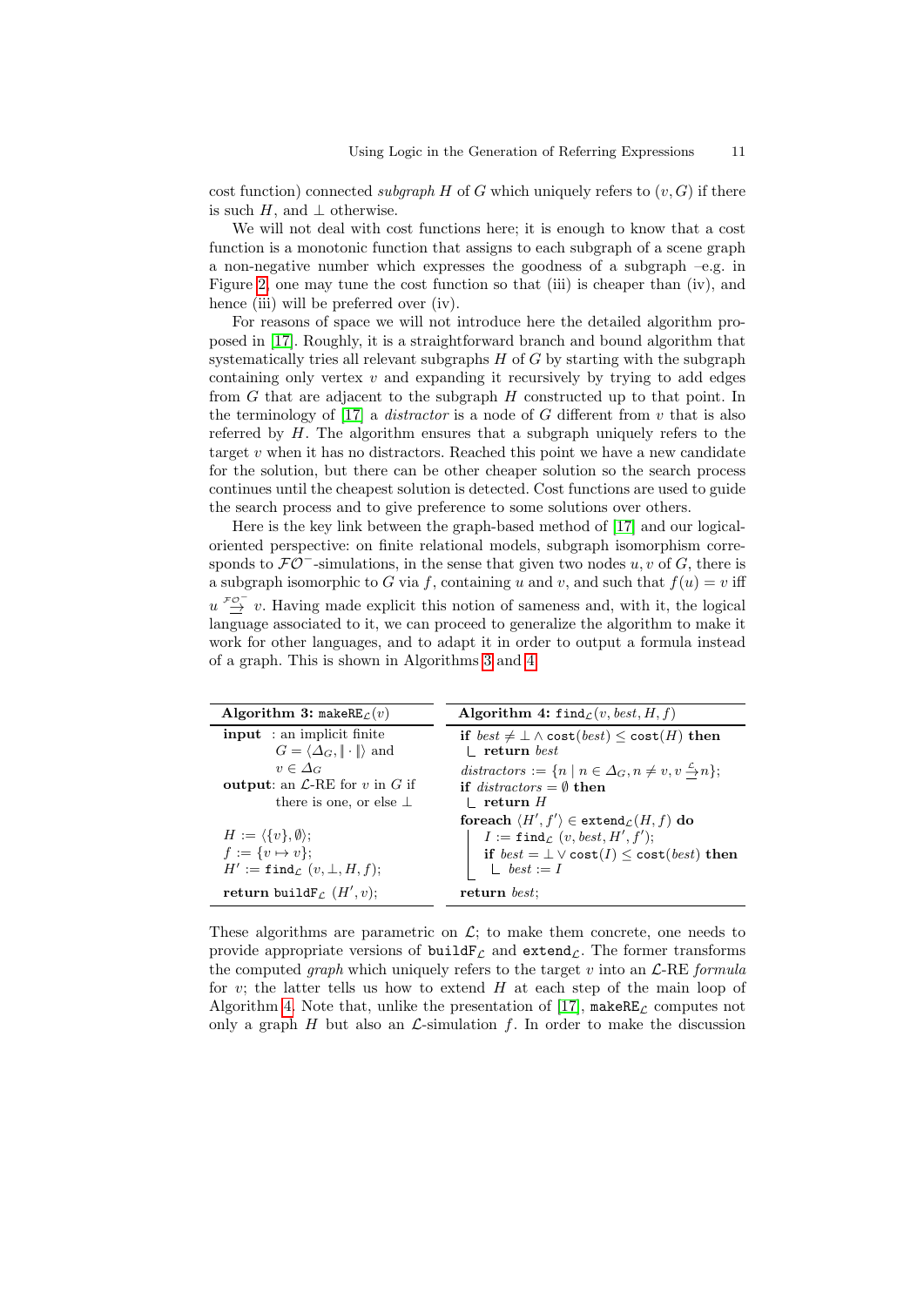cost function) connected *subgraph* $H$ of $G$ which uniquely refers to $(v, G)$ if there is such $H$, and $\bot$ otherwise.

We will not deal with cost functions here; it is enough to know that a cost function is a monotonic function that assigns to each subgraph of a scene graph a non-negative number which expresses the goodness of a subgraph –e.g. in Figure 2, one may tune the cost function so that (iii) is cheaper than (iv), and hence (iii) will be preferred over (iv).

For reasons of space we will not introduce here the detailed algorithm proposed in [17]. Roughly, it is a straightforward branch and bound algorithm that systematically tries all relevant subgraphs $H$ of $G$ by starting with the subgraph containing only vertex $v$ and expanding it recursively by trying to add edges from $G$ that are adjacent to the subgraph $H$ constructed up to that point. In the terminology of [17] a *distractor* is a node of $G$ different from $v$ that is also referred by $H$. The algorithm ensures that a subgraph uniquely refers to the target $v$ when it has no distractors. Reached this point we have a new candidate for the solution, but there can be other cheaper solution so the search process continues until the cheapest solution is detected. Cost functions are used to guide the search process and to give preference to some solutions over others.

Here is the key link between the graph-based method of [17] and our logical-oriented perspective: on finite relational models, subgraph isomorphism corresponds to $\mathcal{FO}^-$-simulations, in the sense that given two nodes $u, v$ of $G$, there is a subgraph isomorphic to $G$ via $f$, containing $u$ and $v$, and such that $f(u) = v$ iff $u \overset{\mathcal{FO}^-}{\rightarrows} v$. Having made explicit this notion of sameness and, with it, the logical language associated to it, we can proceed to generalize the algorithm to make it work for other languages, and to adapt it in order to output a formula instead of a graph. This is shown in Algorithms 3 and 4.

**Algorithm 3:** $\mathtt{makeRE}_{\mathcal{L}}(v)$

**input** : an implicit finite $G = \langle \Delta_G, \| \cdot \| \rangle$ and $v \in \Delta_G$
**output**: an $\mathcal{L}$-RE for $v$ in $G$ if there is one, or else $\bot$

```
H := ⟨{v}, ∅⟩;
f := {v ↦ v};
H' := find_L (v, ⊥, H, f);
return buildF_L (H', v);
```

**Algorithm 4:** $\mathtt{find}_{\mathcal{L}}(v, best, H, f)$

```
if best ≠ ⊥ ∧ cost(best) ≤ cost(H) then
    return best
distractors := {n | n ∈ Δ_G, n ≠ v, v ⇉^L n};
if distractors = ∅ then
    return H
foreach ⟨H', f'⟩ ∈ extend_L(H, f) do
    I := find_L (v, best, H', f');
    if best = ⊥ ∨ cost(I) ≤ cost(best) then
        best := I
return best;
```

These algorithms are parametric on $\mathcal{L}$; to make them concrete, one needs to provide appropriate versions of $\mathtt{buildF}_{\mathcal{L}}$ and $\mathtt{extend}_{\mathcal{L}}$. The former transforms the computed *graph* which uniquely refers to the target $v$ into an $\mathcal{L}$-RE *formula* for $v$; the latter tells us how to extend $H$ at each step of the main loop of Algorithm 4. Note that, unlike the presentation of [17], $\mathtt{makeRE}_{\mathcal{L}}$ computes not only a graph $H$ but also an $\mathcal{L}$-simulation $f$. In order to make the discussion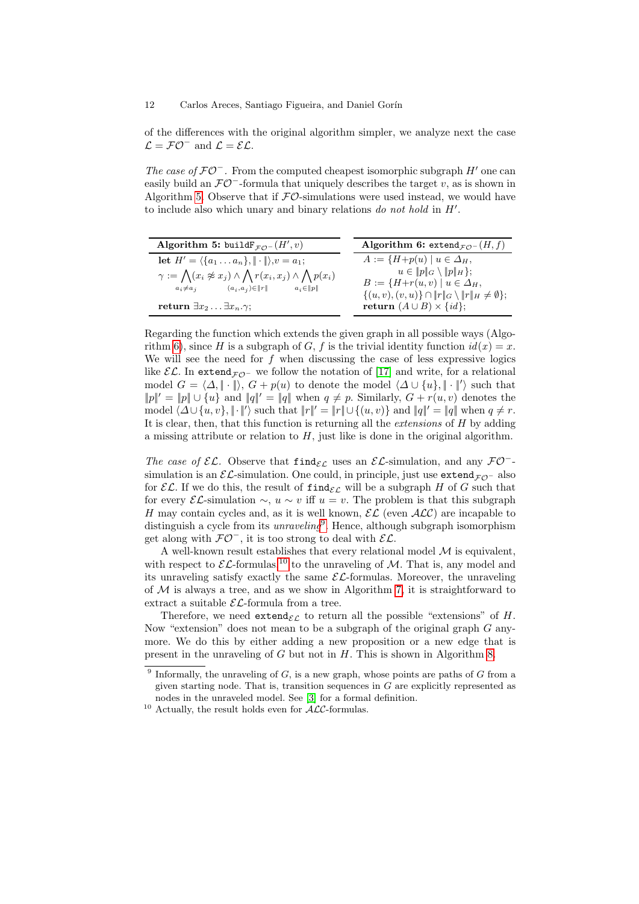of the differences with the original algorithm simpler, we analyze next the case $\mathcal{L} = \mathcal{FO}^-$ and $\mathcal{L} = \mathcal{EL}$.

*The case of* $\mathcal{FO}^-$. From the computed cheapest isomorphic subgraph $H'$ one can easily build an $\mathcal{FO}^-$-formula that uniquely describes the target $v$, as is shown in Algorithm 5. Observe that if $\mathcal{FO}$-simulations were used instead, we would have to include also which unary and binary relations *do not hold* in $H'$.

**Algorithm 5:** $\texttt{buildF}_{\mathcal{FO}^-}(H', v)$

**let** $H' = \langle \{a_1 \dots a_n\}, \| \cdot \| \rangle, v = a_1$;

$\gamma := \bigwedge_{a_i \neq a_j} (x_i \not\approx x_j) \wedge \bigwedge_{(a_i,a_j) \in \|r\|} r(x_i, x_j) \wedge \bigwedge_{a_i \in \|p\|} p(x_i)$

**return** $\exists x_2 \dots \exists x_n . \gamma$;

**Algorithm 6:** $\texttt{extend}_{\mathcal{FO}^-}(H, f)$

$A := \{H{+}p(u) \mid u \in \Delta_H,$
$\quad u \in \|p\|_G \setminus \|p\|_H\}$;
$B := \{H{+}r(u,v) \mid u \in \Delta_H,$
$\{(u,v),(v,u)\} \cap \|r\|_G \setminus \|r\|_H \neq \emptyset\}$;
**return** $(A \cup B) \times \{id\}$;

Regarding the function which extends the given graph in all possible ways (Algorithm 6), since $H$ is a subgraph of $G$, $f$ is the trivial identity function $id(x) = x$. We will see the need for $f$ when discussing the case of less expressive logics like $\mathcal{EL}$. In $\texttt{extend}_{\mathcal{FO}^-}$ we follow the notation of [17] and write, for a relational model $G = \langle \Delta, \| \cdot \| \rangle$, $G + p(u)$ to denote the model $\langle \Delta \cup \{u\}, \| \cdot \|' \rangle$ such that $\|p\|' = \|p\| \cup \{u\}$ and $\|q\|' = \|q\|$ when $q \neq p$. Similarly, $G + r(u,v)$ denotes the model $\langle \Delta \cup \{u,v\}, \| \cdot \|' \rangle$ such that $\|r\|' = \|r\| \cup \{(u,v)\}$ and $\|q\|' = \|q\|$ when $q \neq r$. It is clear, then, that this function is returning all the *extensions* of $H$ by adding a missing attribute or relation to $H$, just like is done in the original algorithm.

*The case of* $\mathcal{EL}$. Observe that $\texttt{find}_{\mathcal{EL}}$ uses an $\mathcal{EL}$-simulation, and any $\mathcal{FO}^-$-simulation is an $\mathcal{EL}$-simulation. One could, in principle, just use $\texttt{extend}_{\mathcal{FO}^-}$ also for $\mathcal{EL}$. If we do this, the result of $\texttt{find}_{\mathcal{EL}}$ will be a subgraph $H$ of $G$ such that for every $\mathcal{EL}$-simulation $\sim$, $u \sim v$ iff $u = v$. The problem is that this subgraph $H$ may contain cycles and, as it is well known, $\mathcal{EL}$ (even $\mathcal{ALC}$) are incapable to distinguish a cycle from its *unraveling*[9]. Hence, although subgraph isomorphism get along with $\mathcal{FO}^-$, it is too strong to deal with $\mathcal{EL}$.

A well-known result establishes that every relational model $\mathcal{M}$ is equivalent, with respect to $\mathcal{EL}$-formulas [10] to the unraveling of $\mathcal{M}$. That is, any model and its unraveling satisfy exactly the same $\mathcal{EL}$-formulas. Moreover, the unraveling of $\mathcal{M}$ is always a tree, and as we show in Algorithm 7, it is straightforward to extract a suitable $\mathcal{EL}$-formula from a tree.

Therefore, we need $\texttt{extend}_{\mathcal{EL}}$ to return all the possible "extensions" of $H$. Now "extension" does not mean to be a subgraph of the original graph $G$ anymore. We do this by either adding a new proposition or a new edge that is present in the unraveling of $G$ but not in $H$. This is shown in Algorithm 8.

[9] Informally, the unraveling of $G$, is a new graph, whose points are paths of $G$ from a given starting node. That is, transition sequences in $G$ are explicitly represented as nodes in the unraveled model. See [3] for a formal definition.

[10] Actually, the result holds even for $\mathcal{ALC}$-formulas.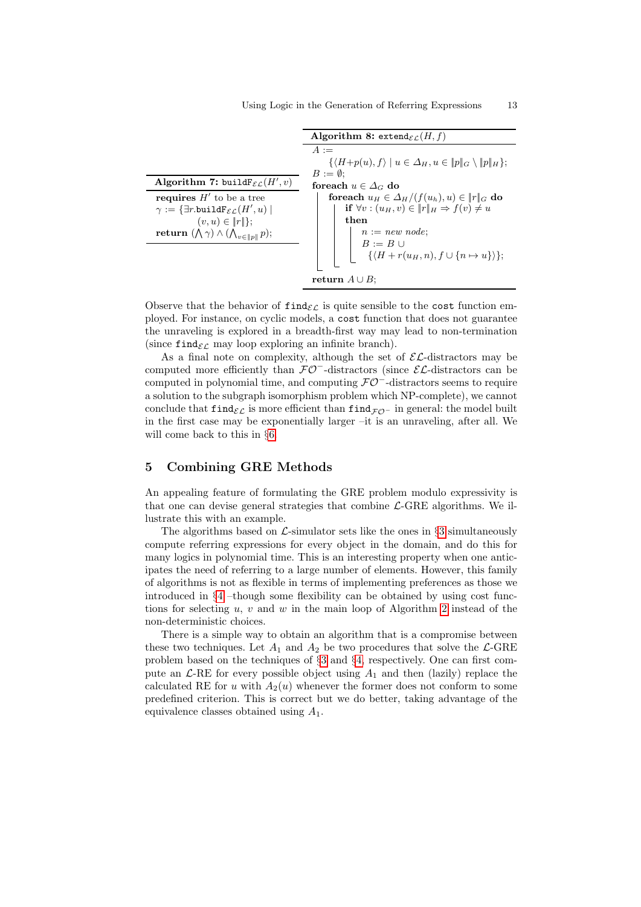**Algorithm 7:** $\texttt{buildF}_{\mathcal{EL}}(H', v)$

```
requires H' to be a tree
γ := {∃r.buildF_EL(H', u) | (v, u) ∈ ‖r‖};
return (⋀γ) ∧ (⋀_{v∈‖p‖} p);
```

**Algorithm 8:** $\texttt{extend}_{\mathcal{EL}}(H, f)$

```
A := {⟨H+p(u), f⟩ | u ∈ Δ_H, u ∈ ‖p‖_G \ ‖p‖_H};
B := ∅;
foreach u ∈ Δ_G do
    foreach u_H ∈ Δ_H/(f(u_h), u) ∈ ‖r‖_G do
        if ∀v : (u_H, v) ∈ ‖r‖_H ⇒ f(v) ≠ u
        then
            n := new node;
            B := B ∪ {⟨H + r(u_H, n), f ∪ {n ↦ u}⟩};
return A ∪ B;
```

Observe that the behavior of $\texttt{find}_{\mathcal{EL}}$ is quite sensible to the cost function employed. For instance, on cyclic models, a cost function that does not guarantee the unraveling is explored in a breadth-first way may lead to non-termination (since $\texttt{find}_{\mathcal{EL}}$ may loop exploring an infinite branch).

As a final note on complexity, although the set of $\mathcal{EL}$-distractors may be computed more efficiently than $\mathcal{FO}^-$-distractors (since $\mathcal{EL}$-distractors can be computed in polynomial time, and computing $\mathcal{FO}^-$-distractors seems to require a solution to the subgraph isomorphism problem which NP-complete), we cannot conclude that $\texttt{find}_{\mathcal{EL}}$ is more efficient than $\texttt{find}_{\mathcal{FO}^-}$ in general: the model built in the first case may be exponentially larger –it is an unraveling, after all. We will come back to this in §6.

## 5 Combining GRE Methods

An appealing feature of formulating the GRE problem modulo expressivity is that one can devise general strategies that combine $\mathcal{L}$-GRE algorithms. We illustrate this with an example.

The algorithms based on $\mathcal{L}$-simulator sets like the ones in §3 simultaneously compute referring expressions for every object in the domain, and do this for many logics in polynomial time. This is an interesting property when one anticipates the need of referring to a large number of elements. However, this family of algorithms is not as flexible in terms of implementing preferences as those we introduced in §4 –though some flexibility can be obtained by using cost functions for selecting $u$, $v$ and $w$ in the main loop of Algorithm 2 instead of the non-deterministic choices.

There is a simple way to obtain an algorithm that is a compromise between these two techniques. Let $A_1$ and $A_2$ be two procedures that solve the $\mathcal{L}$-GRE problem based on the techniques of §3 and §4, respectively. One can first compute an $\mathcal{L}$-RE for every possible object using $A_1$ and then (lazily) replace the calculated RE for $u$ with $A_2(u)$ whenever the former does not conform to some predefined criterion. This is correct but we do better, taking advantage of the equivalence classes obtained using $A_1$.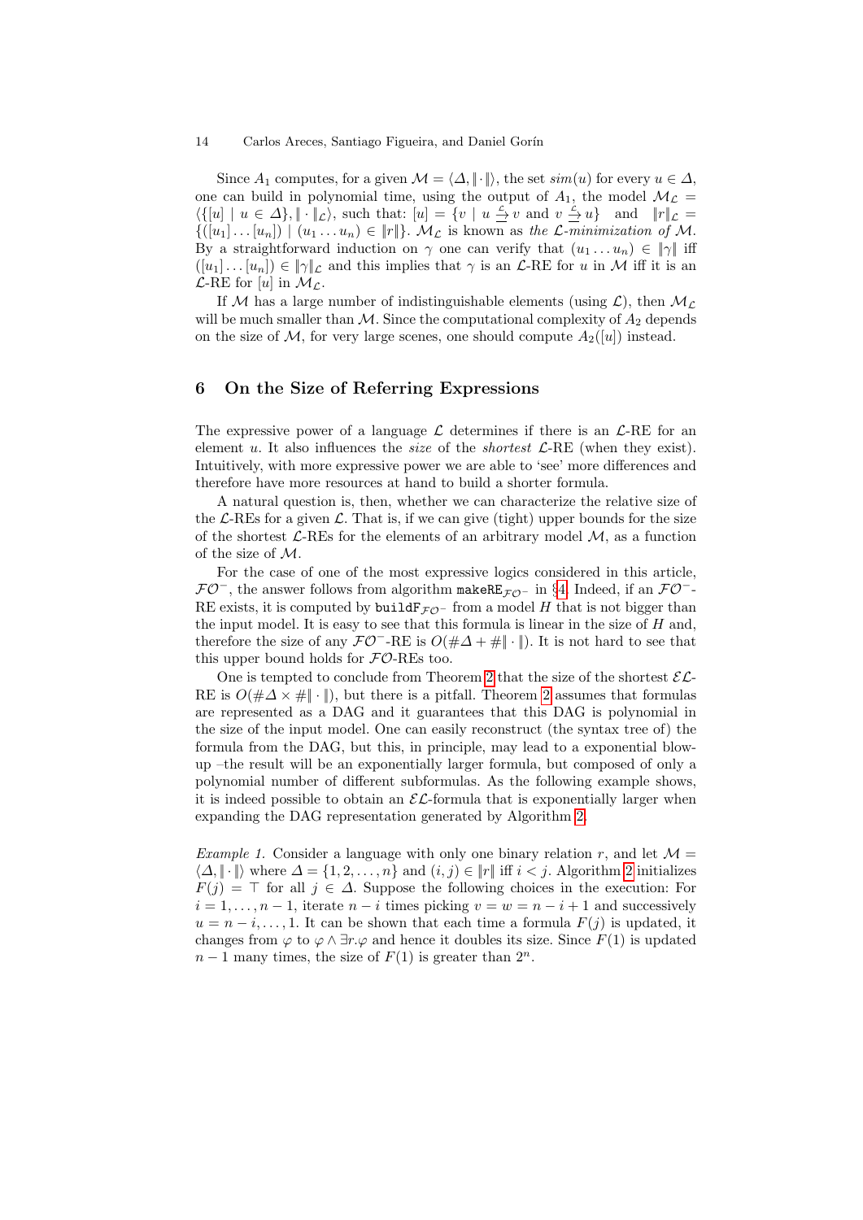Since $A_1$ computes, for a given $\mathcal{M} = \langle \Delta, \|\cdot\| \rangle$, the set $sim(u)$ for every $u \in \Delta$, one can build in polynomial time, using the output of $A_1$, the model $\mathcal{M}_\mathcal{L} = \langle \{[u] \mid u \in \Delta\}, \|\cdot\|_\mathcal{L} \rangle$, such that: $[u] = \{v \mid u \xrightarrow{\mathcal{L}} v \text{ and } v \xrightarrow{\mathcal{L}} u\}$ and $\|r\|_\mathcal{L} = \{([u_1] \ldots [u_n]) \mid (u_1 \ldots u_n) \in \|r\|\}$. $\mathcal{M}_\mathcal{L}$ is known as *the $\mathcal{L}$-minimization of $\mathcal{M}$*. By a straightforward induction on $\gamma$ one can verify that $(u_1 \ldots u_n) \in \|\gamma\|$ iff $([u_1] \ldots [u_n]) \in \|\gamma\|_\mathcal{L}$ and this implies that $\gamma$ is an $\mathcal{L}$-RE for $u$ in $\mathcal{M}$ iff it is an $\mathcal{L}$-RE for $[u]$ in $\mathcal{M}_\mathcal{L}$.

If $\mathcal{M}$ has a large number of indistinguishable elements (using $\mathcal{L}$), then $\mathcal{M}_\mathcal{L}$ will be much smaller than $\mathcal{M}$. Since the computational complexity of $A_2$ depends on the size of $\mathcal{M}$, for very large scenes, one should compute $A_2([u])$ instead.

## 6 On the Size of Referring Expressions

The expressive power of a language $\mathcal{L}$ determines if there is an $\mathcal{L}$-RE for an element $u$. It also influences the *size* of the *shortest* $\mathcal{L}$-RE (when they exist). Intuitively, with more expressive power we are able to 'see' more differences and therefore have more resources at hand to build a shorter formula.

A natural question is, then, whether we can characterize the relative size of the $\mathcal{L}$-REs for a given $\mathcal{L}$. That is, if we can give (tight) upper bounds for the size of the shortest $\mathcal{L}$-REs for the elements of an arbitrary model $\mathcal{M}$, as a function of the size of $\mathcal{M}$.

For the case of one of the most expressive logics considered in this article, $\mathcal{FO}^-$, the answer follows from algorithm $\texttt{makeRE}_{\mathcal{FO}^-}$ in §4. Indeed, if an $\mathcal{FO}^-$-RE exists, it is computed by $\texttt{buildF}_{\mathcal{FO}^-}$ from a model $H$ that is not bigger than the input model. It is easy to see that this formula is linear in the size of $H$ and, therefore the size of any $\mathcal{FO}^-$-RE is $O(\#\Delta + \#\|\cdot\|)$. It is not hard to see that this upper bound holds for $\mathcal{FO}$-REs too.

One is tempted to conclude from Theorem 2 that the size of the shortest $\mathcal{EL}$-RE is $O(\#\Delta \times \#\|\cdot\|)$, but there is a pitfall. Theorem 2 assumes that formulas are represented as a DAG and it guarantees that this DAG is polynomial in the size of the input model. One can easily reconstruct (the syntax tree of) the formula from the DAG, but this, in principle, may lead to a exponential blow-up –the result will be an exponentially larger formula, but composed of only a polynomial number of different subformulas. As the following example shows, it is indeed possible to obtain an $\mathcal{EL}$-formula that is exponentially larger when expanding the DAG representation generated by Algorithm 2.

*Example 1.* Consider a language with only one binary relation $r$, and let $\mathcal{M} = \langle \Delta, \|\cdot\| \rangle$ where $\Delta = \{1, 2, \ldots, n\}$ and $(i, j) \in \|r\|$ iff $i < j$. Algorithm 2 initializes $F(j) = \top$ for all $j \in \Delta$. Suppose the following choices in the execution: For $i = 1, \ldots, n-1$, iterate $n - i$ times picking $v = w = n - i + 1$ and successively $u = n - i, \ldots, 1$. It can be shown that each time a formula $F(j)$ is updated, it changes from $\varphi$ to $\varphi \wedge \exists r.\varphi$ and hence it doubles its size. Since $F(1)$ is updated $n - 1$ many times, the size of $F(1)$ is greater than $2^n$.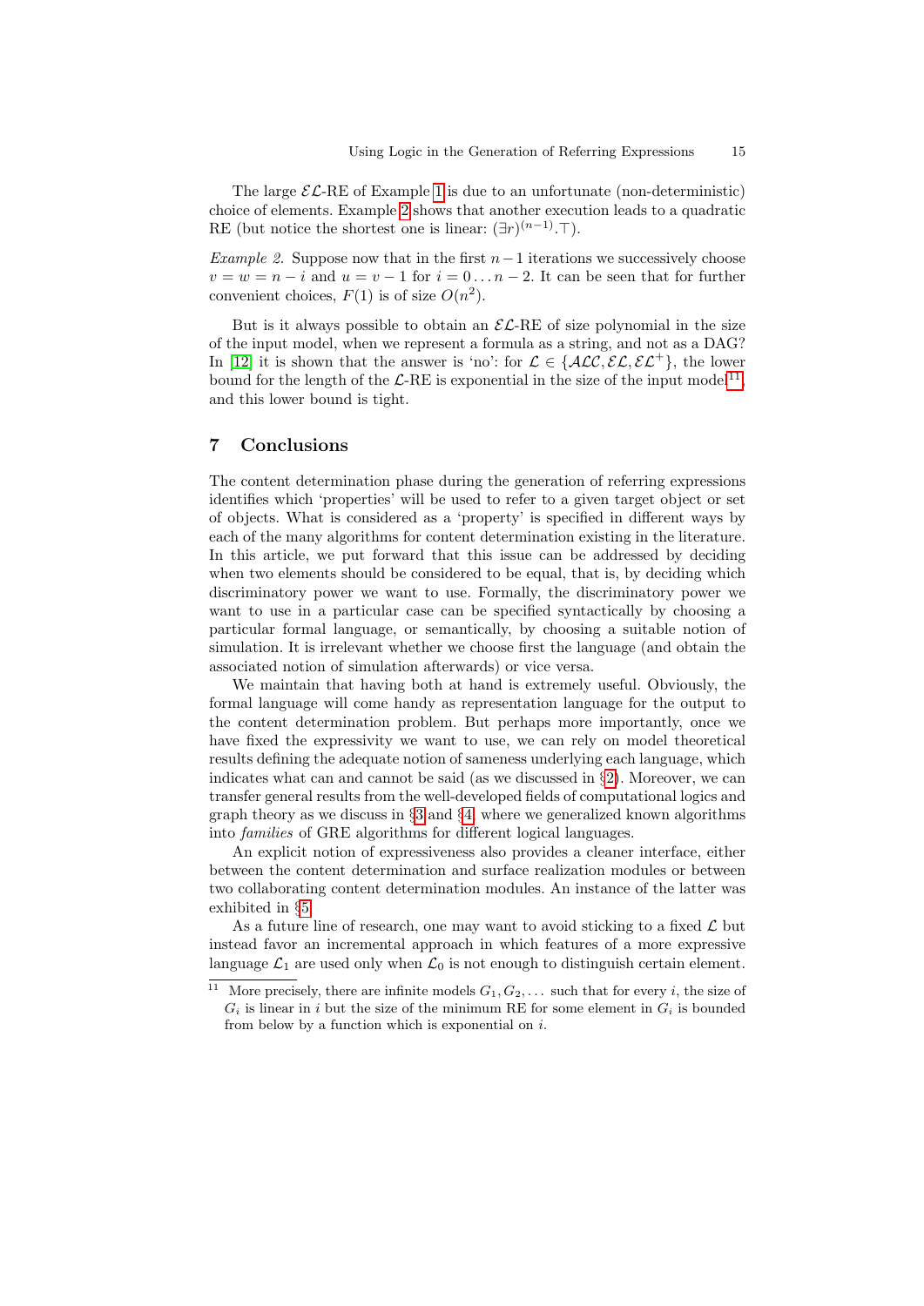The large $\mathcal{EL}$-RE of Example 1 is due to an unfortunate (non-deterministic) choice of elements. Example 2 shows that another execution leads to a quadratic RE (but notice the shortest one is linear: $(\exists r)^{(n-1)}.\top$).

*Example 2.* Suppose now that in the first $n-1$ iterations we successively choose $v = w = n - i$ and $u = v - 1$ for $i = 0 \ldots n-2$. It can be seen that for further convenient choices, $F(1)$ is of size $O(n^2)$.

But is it always possible to obtain an $\mathcal{EL}$-RE of size polynomial in the size of the input model, when we represent a formula as a string, and not as a DAG? In [12] it is shown that the answer is 'no': for $\mathcal{L} \in \{\mathcal{ALC}, \mathcal{EL}, \mathcal{EL}^+\}$, the lower bound for the length of the $\mathcal{L}$-RE is exponential in the size of the input model[11], and this lower bound is tight.

## 7 Conclusions

The content determination phase during the generation of referring expressions identifies which 'properties' will be used to refer to a given target object or set of objects. What is considered as a 'property' is specified in different ways by each of the many algorithms for content determination existing in the literature. In this article, we put forward that this issue can be addressed by deciding when two elements should be considered to be equal, that is, by deciding which discriminatory power we want to use. Formally, the discriminatory power we want to use in a particular case can be specified syntactically by choosing a particular formal language, or semantically, by choosing a suitable notion of simulation. It is irrelevant whether we choose first the language (and obtain the associated notion of simulation afterwards) or vice versa.

We maintain that having both at hand is extremely useful. Obviously, the formal language will come handy as representation language for the output to the content determination problem. But perhaps more importantly, once we have fixed the expressivity we want to use, we can rely on model theoretical results defining the adequate notion of sameness underlying each language, which indicates what can and cannot be said (as we discussed in §2). Moreover, we can transfer general results from the well-developed fields of computational logics and graph theory as we discuss in §3 and §4, where we generalized known algorithms into *families* of GRE algorithms for different logical languages.

An explicit notion of expressiveness also provides a cleaner interface, either between the content determination and surface realization modules or between two collaborating content determination modules. An instance of the latter was exhibited in §5.

As a future line of research, one may want to avoid sticking to a fixed $\mathcal{L}$ but instead favor an incremental approach in which features of a more expressive language $\mathcal{L}_1$ are used only when $\mathcal{L}_0$ is not enough to distinguish certain element.

[11] More precisely, there are infinite models $G_1, G_2, \ldots$ such that for every $i$, the size of $G_i$ is linear in $i$ but the size of the minimum RE for some element in $G_i$ is bounded from below by a function which is exponential on $i$.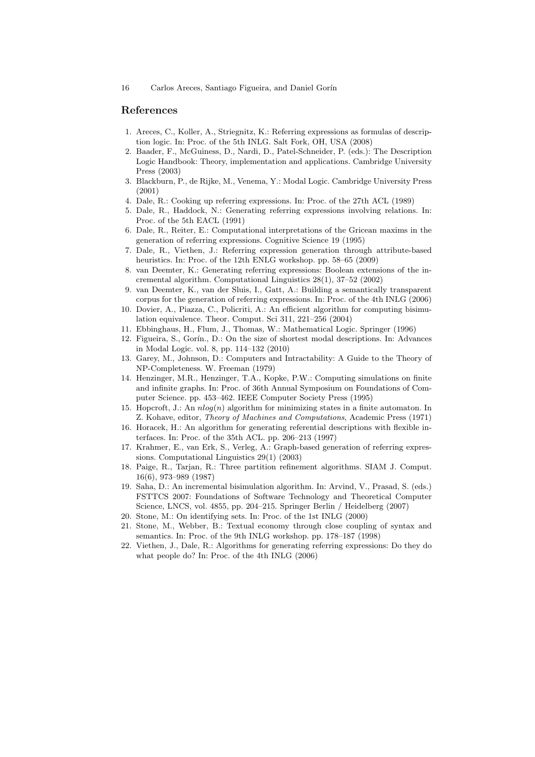## References

1. Areces, C., Koller, A., Striegnitz, K.: Referring expressions as formulas of description logic. In: Proc. of the 5th INLG. Salt Fork, OH, USA (2008)
2. Baader, F., McGuiness, D., Nardi, D., Patel-Schneider, P. (eds.): The Description Logic Handbook: Theory, implementation and applications. Cambridge University Press (2003)
3. Blackburn, P., de Rijke, M., Venema, Y.: Modal Logic. Cambridge University Press (2001)
4. Dale, R.: Cooking up referring expressions. In: Proc. of the 27th ACL (1989)
5. Dale, R., Haddock, N.: Generating referring expressions involving relations. In: Proc. of the 5th EACL (1991)
6. Dale, R., Reiter, E.: Computational interpretations of the Gricean maxims in the generation of referring expressions. Cognitive Science 19 (1995)
7. Dale, R., Viethen, J.: Referring expression generation through attribute-based heuristics. In: Proc. of the 12th ENLG workshop. pp. 58–65 (2009)
8. van Deemter, K.: Generating referring expressions: Boolean extensions of the incremental algorithm. Computational Linguistics 28(1), 37–52 (2002)
9. van Deemter, K., van der Sluis, I., Gatt, A.: Building a semantically transparent corpus for the generation of referring expressions. In: Proc. of the 4th INLG (2006)
10. Dovier, A., Piazza, C., Policriti, A.: An efficient algorithm for computing bisimulation equivalence. Theor. Comput. Sci 311, 221–256 (2004)
11. Ebbinghaus, H., Flum, J., Thomas, W.: Mathematical Logic. Springer (1996)
12. Figueira, S., Gorín., D.: On the size of shortest modal descriptions. In: Advances in Modal Logic. vol. 8, pp. 114–132 (2010)
13. Garey, M., Johnson, D.: Computers and Intractability: A Guide to the Theory of NP-Completeness. W. Freeman (1979)
14. Henzinger, M.R., Henzinger, T.A., Kopke, P.W.: Computing simulations on finite and infinite graphs. In: Proc. of 36th Annual Symposium on Foundations of Computer Science. pp. 453–462. IEEE Computer Society Press (1995)
15. Hopcroft, J.: An $nlog(n)$ algorithm for minimizing states in a finite automaton. In Z. Kohave, editor, *Theory of Machines and Computations*, Academic Press (1971)
16. Horacek, H.: An algorithm for generating referential descriptions with flexible interfaces. In: Proc. of the 35th ACL. pp. 206–213 (1997)
17. Krahmer, E., van Erk, S., Verleg, A.: Graph-based generation of referring expressions. Computational Linguistics 29(1) (2003)
18. Paige, R., Tarjan, R.: Three partition refinement algorithms. SIAM J. Comput. 16(6), 973–989 (1987)
19. Saha, D.: An incremental bisimulation algorithm. In: Arvind, V., Prasad, S. (eds.) FSTTCS 2007: Foundations of Software Technology and Theoretical Computer Science, LNCS, vol. 4855, pp. 204–215. Springer Berlin / Heidelberg (2007)
20. Stone, M.: On identifying sets. In: Proc. of the 1st INLG (2000)
21. Stone, M., Webber, B.: Textual economy through close coupling of syntax and semantics. In: Proc. of the 9th INLG workshop. pp. 178–187 (1998)
22. Viethen, J., Dale, R.: Algorithms for generating referring expressions: Do they do what people do? In: Proc. of the 4th INLG (2006)